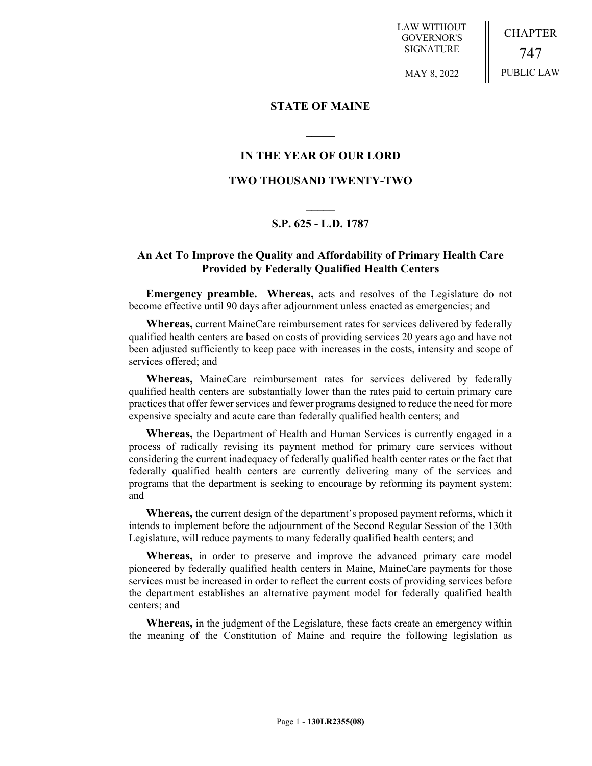LAW WITHOUT GOVERNOR'S SIGNATURE

MAY 8, 2022

CHAPTER 747

PUBLIC LAW

# STATE OF MAINE

## IN THE YEAR OF OUR LORD

## TWO THOUSAND TWENTY-TWO

### S.P. 625 - L.D. 1787

### An Act To Improve the Quality and Affordability of Primary Health Care Provided by Federally Qualified Health Centers

**Emergency preamble. Whereas,** acts and resolves of the Legislature do not become effective until 90 days after adjournment unless enacted as emergencies; and

**Whereas,** current MaineCare reimbursement rates for services delivered by federally qualified health centers are based on costs of providing services 20 years ago and have not been adjusted sufficiently to keep pace with increases in the costs, intensity and scope of services offered; and

**Whereas,** MaineCare reimbursement rates for services delivered by federally qualified health centers are substantially lower than the rates paid to certain primary care practices that offer fewer services and fewer programs designed to reduce the need for more expensive specialty and acute care than federally qualified health centers; and

**Whereas,** the Department of Health and Human Services is currently engaged in a process of radically revising its payment method for primary care services without considering the current inadequacy of federally qualified health center rates or the fact that federally qualified health centers are currently delivering many of the services and programs that the department is seeking to encourage by reforming its payment system; and

**Whereas,** the current design of the department's proposed payment reforms, which it intends to implement before the adjournment of the Second Regular Session of the 130th Legislature, will reduce payments to many federally qualified health centers; and

**Whereas,** in order to preserve and improve the advanced primary care model pioneered by federally qualified health centers in Maine, MaineCare payments for those services must be increased in order to reflect the current costs of providing services before the department establishes an alternative payment model for federally qualified health centers; and

**Whereas,** in the judgment of the Legislature, these facts create an emergency within the meaning of the Constitution of Maine and require the following legislation as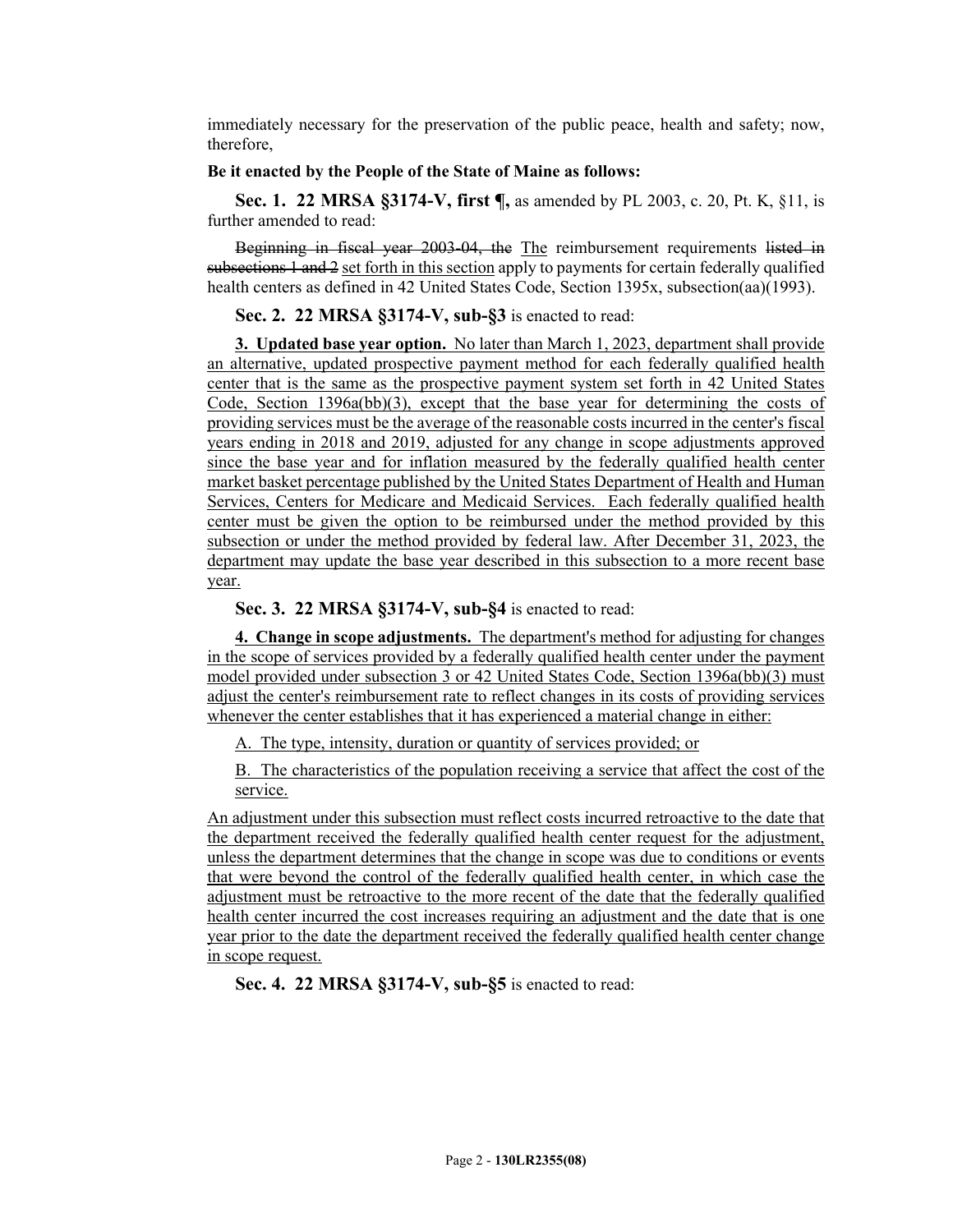immediately necessary for the preservation of the public peace, health and safety; now, therefore,

**Be it enacted by the People of the State of Maine as follows:**

**Sec. 1. 22 MRSA §3174-V, first ¶,** as amended by PL 2003, c. 20, Pt. K, §11, is further amended to read:

~~Beginning in fiscal year 2003-04, the~~ The reimbursement requirements ~~listed in subsections 1 and 2~~ set forth in this section apply to payments for certain federally qualified health centers as defined in 42 United States Code, Section 1395x, subsection(aa)(1993).

**Sec. 2. 22 MRSA §3174-V, sub-§3** is enacted to read:

**3. Updated base year option.** No later than March 1, 2023, department shall provide an alternative, updated prospective payment method for each federally qualified health center that is the same as the prospective payment system set forth in 42 United States Code, Section 1396a(bb)(3), except that the base year for determining the costs of providing services must be the average of the reasonable costs incurred in the center's fiscal years ending in 2018 and 2019, adjusted for any change in scope adjustments approved since the base year and for inflation measured by the federally qualified health center market basket percentage published by the United States Department of Health and Human Services, Centers for Medicare and Medicaid Services. Each federally qualified health center must be given the option to be reimbursed under the method provided by this subsection or under the method provided by federal law. After December 31, 2023, the department may update the base year described in this subsection to a more recent base year.

**Sec. 3. 22 MRSA §3174-V, sub-§4** is enacted to read:

**4. Change in scope adjustments.** The department's method for adjusting for changes in the scope of services provided by a federally qualified health center under the payment model provided under subsection 3 or 42 United States Code, Section 1396a(bb)(3) must adjust the center's reimbursement rate to reflect changes in its costs of providing services whenever the center establishes that it has experienced a material change in either:

A. The type, intensity, duration or quantity of services provided; or

B. The characteristics of the population receiving a service that affect the cost of the service.

An adjustment under this subsection must reflect costs incurred retroactive to the date that the department received the federally qualified health center request for the adjustment, unless the department determines that the change in scope was due to conditions or events that were beyond the control of the federally qualified health center, in which case the adjustment must be retroactive to the more recent of the date that the federally qualified health center incurred the cost increases requiring an adjustment and the date that is one year prior to the date the department received the federally qualified health center change in scope request.

**Sec. 4. 22 MRSA §3174-V, sub-§5** is enacted to read: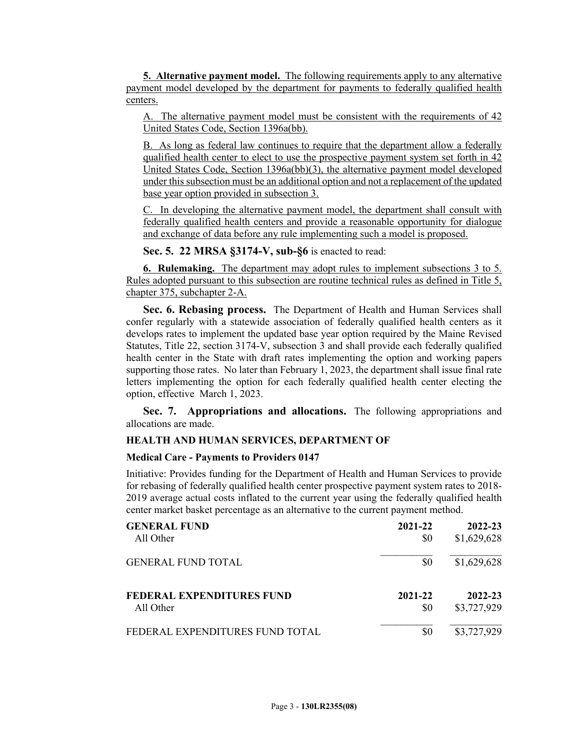**5. Alternative payment model.** The following requirements apply to any alternative payment model developed by the department for payments to federally qualified health centers.

A. The alternative payment model must be consistent with the requirements of 42 United States Code, Section 1396a(bb).

B. As long as federal law continues to require that the department allow a federally qualified health center to elect to use the prospective payment system set forth in 42 United States Code, Section 1396a(bb)(3), the alternative payment model developed under this subsection must be an additional option and not a replacement of the updated base year option provided in subsection 3.

C. In developing the alternative payment model, the department shall consult with federally qualified health centers and provide a reasonable opportunity for dialogue and exchange of data before any rule implementing such a model is proposed.

**Sec. 5. 22 MRSA §3174-V, sub-§6** is enacted to read:

**6. Rulemaking.** The department may adopt rules to implement subsections 3 to 5. Rules adopted pursuant to this subsection are routine technical rules as defined in Title 5, chapter 375, subchapter 2-A.

**Sec. 6. Rebasing process.** The Department of Health and Human Services shall confer regularly with a statewide association of federally qualified health centers as it develops rates to implement the updated base year option required by the Maine Revised Statutes, Title 22, section 3174-V, subsection 3 and shall provide each federally qualified health center in the State with draft rates implementing the option and working papers supporting those rates. No later than February 1, 2023, the department shall issue final rate letters implementing the option for each federally qualified health center electing the option, effective March 1, 2023.

**Sec. 7. Appropriations and allocations.** The following appropriations and allocations are made.

**HEALTH AND HUMAN SERVICES, DEPARTMENT OF**

**Medical Care - Payments to Providers 0147**

Initiative: Provides funding for the Department of Health and Human Services to provide for rebasing of federally qualified health center prospective payment system rates to 2018-2019 average actual costs inflated to the current year using the federally qualified health center market basket percentage as an alternative to the current payment method.

| **GENERAL FUND** | **2021-22** | **2022-23** |
|---|---|---|
| All Other | $0 | $1,629,628 |
| GENERAL FUND TOTAL | $0 | $1,629,628 |

| **FEDERAL EXPENDITURES FUND** | **2021-22** | **2022-23** |
|---|---|---|
| All Other | $0 | $3,727,929 |
| FEDERAL EXPENDITURES FUND TOTAL | $0 | $3,727,929 |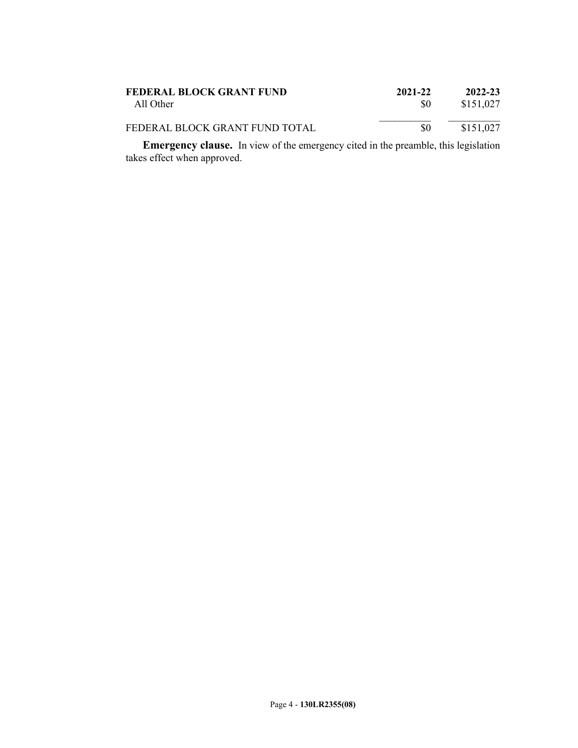| FEDERAL BLOCK GRANT FUND | 2021-22 | 2022-23 |
| --- | --- | --- |
| All Other | $0 | $151,027 |
| FEDERAL BLOCK GRANT FUND TOTAL | $0 | $151,027 |

**Emergency clause.** In view of the emergency cited in the preamble, this legislation takes effect when approved.